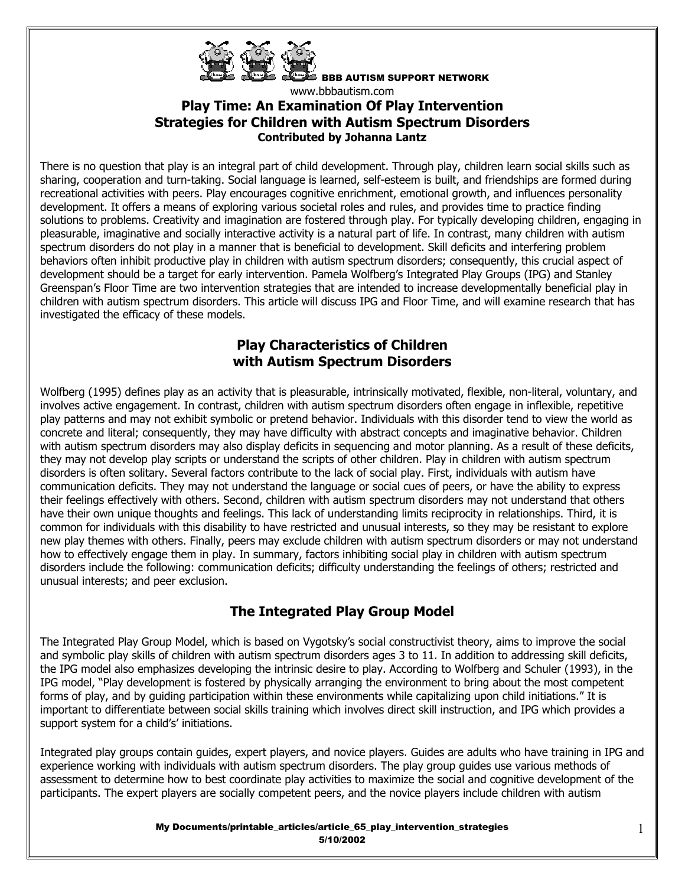BBB AUTISM SUPPORT NETWORK
www.bbbautism.com

# Play Time: An Examination Of Play Intervention Strategies for Children with Autism Spectrum Disorders

**Contributed by Johanna Lantz**

There is no question that play is an integral part of child development. Through play, children learn social skills such as sharing, cooperation and turn-taking. Social language is learned, self-esteem is built, and friendships are formed during recreational activities with peers. Play encourages cognitive enrichment, emotional growth, and influences personality development. It offers a means of exploring various societal roles and rules, and provides time to practice finding solutions to problems. Creativity and imagination are fostered through play. For typically developing children, engaging in pleasurable, imaginative and socially interactive activity is a natural part of life. In contrast, many children with autism spectrum disorders do not play in a manner that is beneficial to development. Skill deficits and interfering problem behaviors often inhibit productive play in children with autism spectrum disorders; consequently, this crucial aspect of development should be a target for early intervention. Pamela Wolfberg's Integrated Play Groups (IPG) and Stanley Greenspan's Floor Time are two intervention strategies that are intended to increase developmentally beneficial play in children with autism spectrum disorders. This article will discuss IPG and Floor Time, and will examine research that has investigated the efficacy of these models.

## Play Characteristics of Children with Autism Spectrum Disorders

Wolfberg (1995) defines play as an activity that is pleasurable, intrinsically motivated, flexible, non-literal, voluntary, and involves active engagement. In contrast, children with autism spectrum disorders often engage in inflexible, repetitive play patterns and may not exhibit symbolic or pretend behavior. Individuals with this disorder tend to view the world as concrete and literal; consequently, they may have difficulty with abstract concepts and imaginative behavior. Children with autism spectrum disorders may also display deficits in sequencing and motor planning. As a result of these deficits, they may not develop play scripts or understand the scripts of other children. Play in children with autism spectrum disorders is often solitary. Several factors contribute to the lack of social play. First, individuals with autism have communication deficits. They may not understand the language or social cues of peers, or have the ability to express their feelings effectively with others. Second, children with autism spectrum disorders may not understand that others have their own unique thoughts and feelings. This lack of understanding limits reciprocity in relationships. Third, it is common for individuals with this disability to have restricted and unusual interests, so they may be resistant to explore new play themes with others. Finally, peers may exclude children with autism spectrum disorders or may not understand how to effectively engage them in play. In summary, factors inhibiting social play in children with autism spectrum disorders include the following: communication deficits; difficulty understanding the feelings of others; restricted and unusual interests; and peer exclusion.

## The Integrated Play Group Model

The Integrated Play Group Model, which is based on Vygotsky's social constructivist theory, aims to improve the social and symbolic play skills of children with autism spectrum disorders ages 3 to 11. In addition to addressing skill deficits, the IPG model also emphasizes developing the intrinsic desire to play. According to Wolfberg and Schuler (1993), in the IPG model, "Play development is fostered by physically arranging the environment to bring about the most competent forms of play, and by guiding participation within these environments while capitalizing upon child initiations." It is important to differentiate between social skills training which involves direct skill instruction, and IPG which provides a support system for a child's' initiations.

Integrated play groups contain guides, expert players, and novice players. Guides are adults who have training in IPG and experience working with individuals with autism spectrum disorders. The play group guides use various methods of assessment to determine how to best coordinate play activities to maximize the social and cognitive development of the participants. The expert players are socially competent peers, and the novice players include children with autism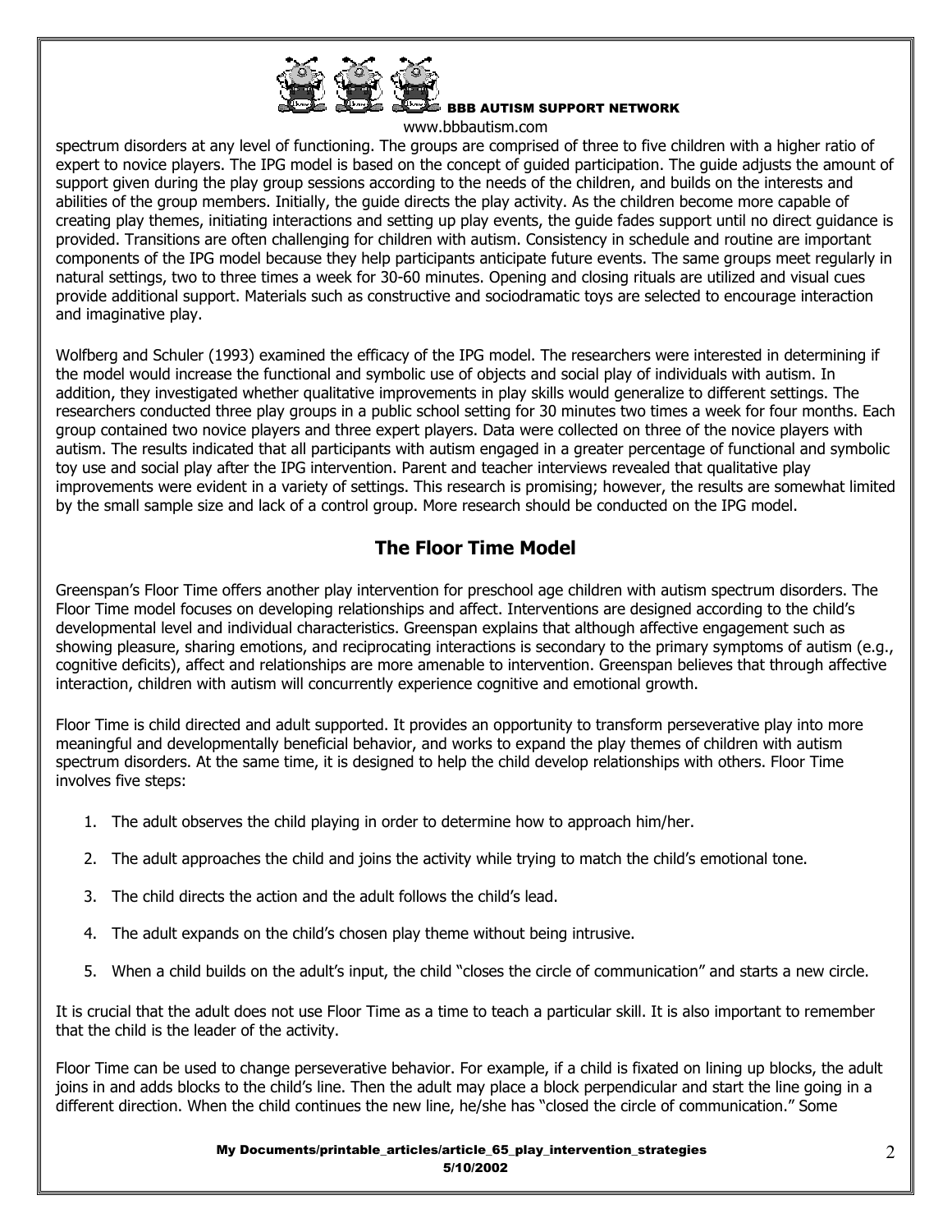spectrum disorders at any level of functioning. The groups are comprised of three to five children with a higher ratio of expert to novice players. The IPG model is based on the concept of guided participation. The guide adjusts the amount of support given during the play group sessions according to the needs of the children, and builds on the interests and abilities of the group members. Initially, the guide directs the play activity. As the children become more capable of creating play themes, initiating interactions and setting up play events, the guide fades support until no direct guidance is provided. Transitions are often challenging for children with autism. Consistency in schedule and routine are important components of the IPG model because they help participants anticipate future events. The same groups meet regularly in natural settings, two to three times a week for 30-60 minutes. Opening and closing rituals are utilized and visual cues provide additional support. Materials such as constructive and sociodramatic toys are selected to encourage interaction and imaginative play.

Wolfberg and Schuler (1993) examined the efficacy of the IPG model. The researchers were interested in determining if the model would increase the functional and symbolic use of objects and social play of individuals with autism. In addition, they investigated whether qualitative improvements in play skills would generalize to different settings. The researchers conducted three play groups in a public school setting for 30 minutes two times a week for four months. Each group contained two novice players and three expert players. Data were collected on three of the novice players with autism. The results indicated that all participants with autism engaged in a greater percentage of functional and symbolic toy use and social play after the IPG intervention. Parent and teacher interviews revealed that qualitative play improvements were evident in a variety of settings. This research is promising; however, the results are somewhat limited by the small sample size and lack of a control group. More research should be conducted on the IPG model.

## The Floor Time Model

Greenspan's Floor Time offers another play intervention for preschool age children with autism spectrum disorders. The Floor Time model focuses on developing relationships and affect. Interventions are designed according to the child's developmental level and individual characteristics. Greenspan explains that although affective engagement such as showing pleasure, sharing emotions, and reciprocating interactions is secondary to the primary symptoms of autism (e.g., cognitive deficits), affect and relationships are more amenable to intervention. Greenspan believes that through affective interaction, children with autism will concurrently experience cognitive and emotional growth.

Floor Time is child directed and adult supported. It provides an opportunity to transform perseverative play into more meaningful and developmentally beneficial behavior, and works to expand the play themes of children with autism spectrum disorders. At the same time, it is designed to help the child develop relationships with others. Floor Time involves five steps:

1. The adult observes the child playing in order to determine how to approach him/her.
2. The adult approaches the child and joins the activity while trying to match the child's emotional tone.
3. The child directs the action and the adult follows the child's lead.
4. The adult expands on the child's chosen play theme without being intrusive.
5. When a child builds on the adult's input, the child "closes the circle of communication" and starts a new circle.

It is crucial that the adult does not use Floor Time as a time to teach a particular skill. It is also important to remember that the child is the leader of the activity.

Floor Time can be used to change perseverative behavior. For example, if a child is fixated on lining up blocks, the adult joins in and adds blocks to the child's line. Then the adult may place a block perpendicular and start the line going in a different direction. When the child continues the new line, he/she has "closed the circle of communication." Some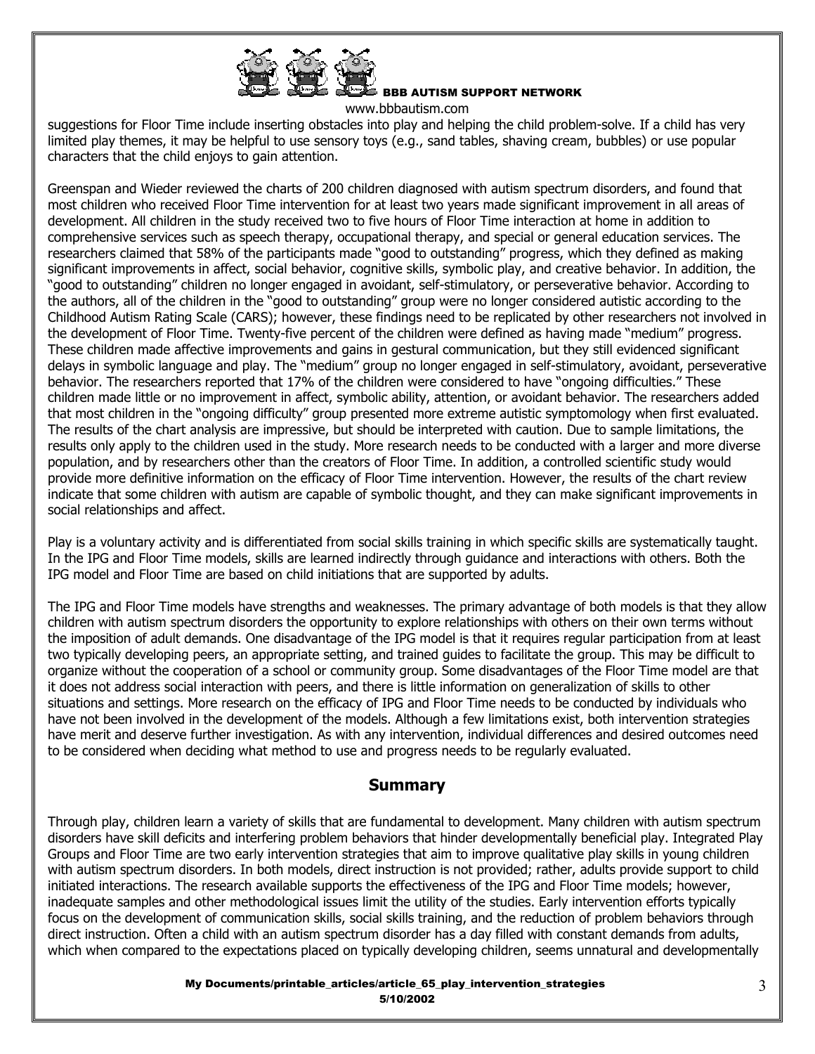suggestions for Floor Time include inserting obstacles into play and helping the child problem-solve. If a child has very limited play themes, it may be helpful to use sensory toys (e.g., sand tables, shaving cream, bubbles) or use popular characters that the child enjoys to gain attention.

Greenspan and Wieder reviewed the charts of 200 children diagnosed with autism spectrum disorders, and found that most children who received Floor Time intervention for at least two years made significant improvement in all areas of development. All children in the study received two to five hours of Floor Time interaction at home in addition to comprehensive services such as speech therapy, occupational therapy, and special or general education services. The researchers claimed that 58% of the participants made "good to outstanding" progress, which they defined as making significant improvements in affect, social behavior, cognitive skills, symbolic play, and creative behavior. In addition, the "good to outstanding" children no longer engaged in avoidant, self-stimulatory, or perseverative behavior. According to the authors, all of the children in the "good to outstanding" group were no longer considered autistic according to the Childhood Autism Rating Scale (CARS); however, these findings need to be replicated by other researchers not involved in the development of Floor Time. Twenty-five percent of the children were defined as having made "medium" progress. These children made affective improvements and gains in gestural communication, but they still evidenced significant delays in symbolic language and play. The "medium" group no longer engaged in self-stimulatory, avoidant, perseverative behavior. The researchers reported that 17% of the children were considered to have "ongoing difficulties." These children made little or no improvement in affect, symbolic ability, attention, or avoidant behavior. The researchers added that most children in the "ongoing difficulty" group presented more extreme autistic symptomology when first evaluated. The results of the chart analysis are impressive, but should be interpreted with caution. Due to sample limitations, the results only apply to the children used in the study. More research needs to be conducted with a larger and more diverse population, and by researchers other than the creators of Floor Time. In addition, a controlled scientific study would provide more definitive information on the efficacy of Floor Time intervention. However, the results of the chart review indicate that some children with autism are capable of symbolic thought, and they can make significant improvements in social relationships and affect.

Play is a voluntary activity and is differentiated from social skills training in which specific skills are systematically taught. In the IPG and Floor Time models, skills are learned indirectly through guidance and interactions with others. Both the IPG model and Floor Time are based on child initiations that are supported by adults.

The IPG and Floor Time models have strengths and weaknesses. The primary advantage of both models is that they allow children with autism spectrum disorders the opportunity to explore relationships with others on their own terms without the imposition of adult demands. One disadvantage of the IPG model is that it requires regular participation from at least two typically developing peers, an appropriate setting, and trained guides to facilitate the group. This may be difficult to organize without the cooperation of a school or community group. Some disadvantages of the Floor Time model are that it does not address social interaction with peers, and there is little information on generalization of skills to other situations and settings. More research on the efficacy of IPG and Floor Time needs to be conducted by individuals who have not been involved in the development of the models. Although a few limitations exist, both intervention strategies have merit and deserve further investigation. As with any intervention, individual differences and desired outcomes need to be considered when deciding what method to use and progress needs to be regularly evaluated.

## Summary

Through play, children learn a variety of skills that are fundamental to development. Many children with autism spectrum disorders have skill deficits and interfering problem behaviors that hinder developmentally beneficial play. Integrated Play Groups and Floor Time are two early intervention strategies that aim to improve qualitative play skills in young children with autism spectrum disorders. In both models, direct instruction is not provided; rather, adults provide support to child initiated interactions. The research available supports the effectiveness of the IPG and Floor Time models; however, inadequate samples and other methodological issues limit the utility of the studies. Early intervention efforts typically focus on the development of communication skills, social skills training, and the reduction of problem behaviors through direct instruction. Often a child with an autism spectrum disorder has a day filled with constant demands from adults, which when compared to the expectations placed on typically developing children, seems unnatural and developmentally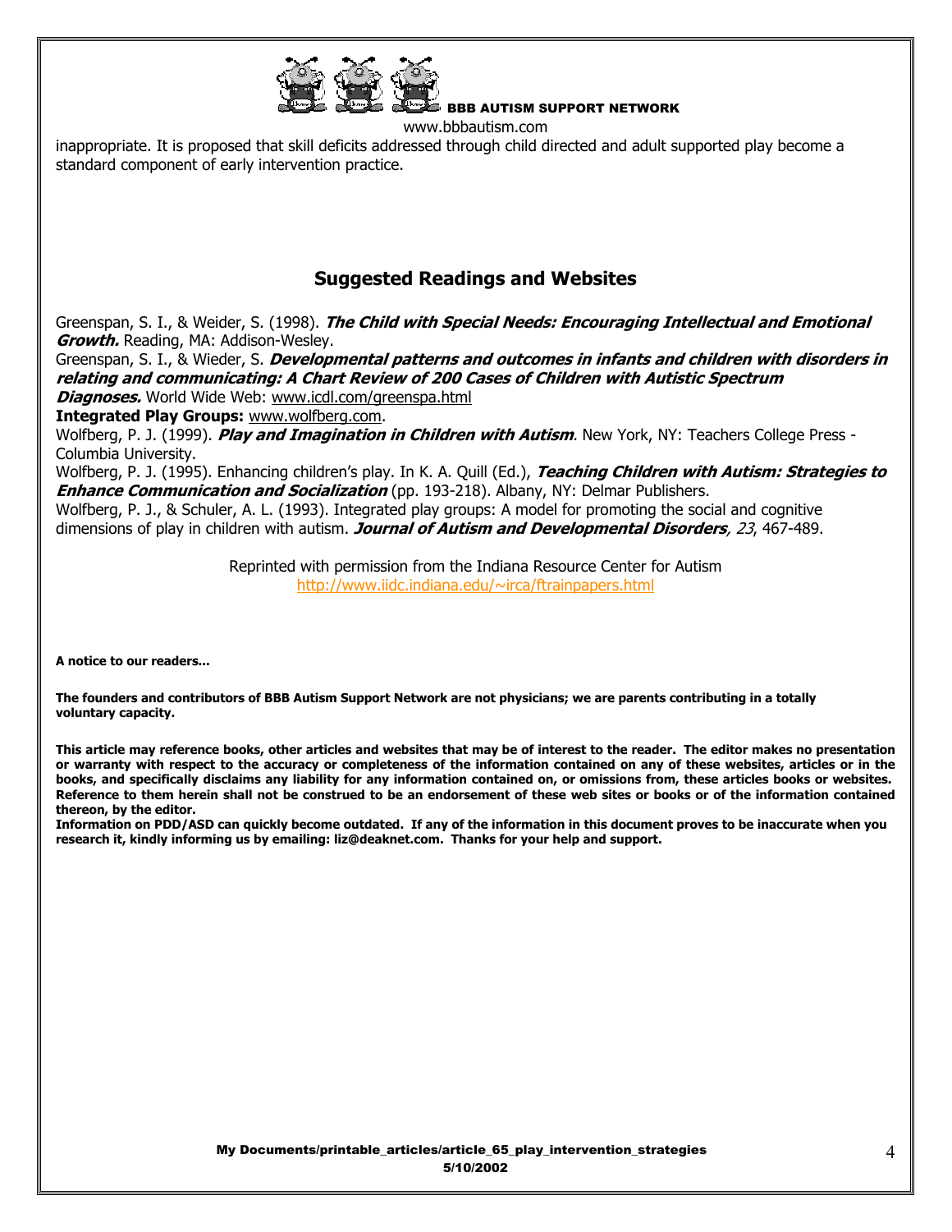inappropriate. It is proposed that skill deficits addressed through child directed and adult supported play become a standard component of early intervention practice.

## Suggested Readings and Websites

Greenspan, S. I., & Weider, S. (1998). ***The Child with Special Needs: Encouraging Intellectual and Emotional Growth.*** Reading, MA: Addison-Wesley.
Greenspan, S. I., & Wieder, S. ***Developmental patterns and outcomes in infants and children with disorders in relating and communicating: A Chart Review of 200 Cases of Children with Autistic Spectrum Diagnoses.*** World Wide Web: www.icdl.com/greenspa.html
**Integrated Play Groups:** www.wolfberg.com.
Wolfberg, P. J. (1999). ***Play and Imagination in Children with Autism***. New York, NY: Teachers College Press - Columbia University.
Wolfberg, P. J. (1995). Enhancing children's play. In K. A. Quill (Ed.), ***Teaching Children with Autism: Strategies to Enhance Communication and Socialization*** (pp. 193-218). Albany, NY: Delmar Publishers.
Wolfberg, P. J., & Schuler, A. L. (1993). Integrated play groups: A model for promoting the social and cognitive dimensions of play in children with autism. ***Journal of Autism and Developmental Disorders**, 23*, 467-489.

Reprinted with permission from the Indiana Resource Center for Autism
http://www.iidc.indiana.edu/~irca/ftrainpapers.html

**A notice to our readers...**

**The founders and contributors of BBB Autism Support Network are not physicians; we are parents contributing in a totally voluntary capacity.**

**This article may reference books, other articles and websites that may be of interest to the reader. The editor makes no presentation or warranty with respect to the accuracy or completeness of the information contained on any of these websites, articles or in the books, and specifically disclaims any liability for any information contained on, or omissions from, these articles books or websites. Reference to them herein shall not be construed to be an endorsement of these web sites or books or of the information contained thereon, by the editor.**
**Information on PDD/ASD can quickly become outdated. If any of the information in this document proves to be inaccurate when you research it, kindly informing us by emailing: liz@deaknet.com. Thanks for your help and support.**